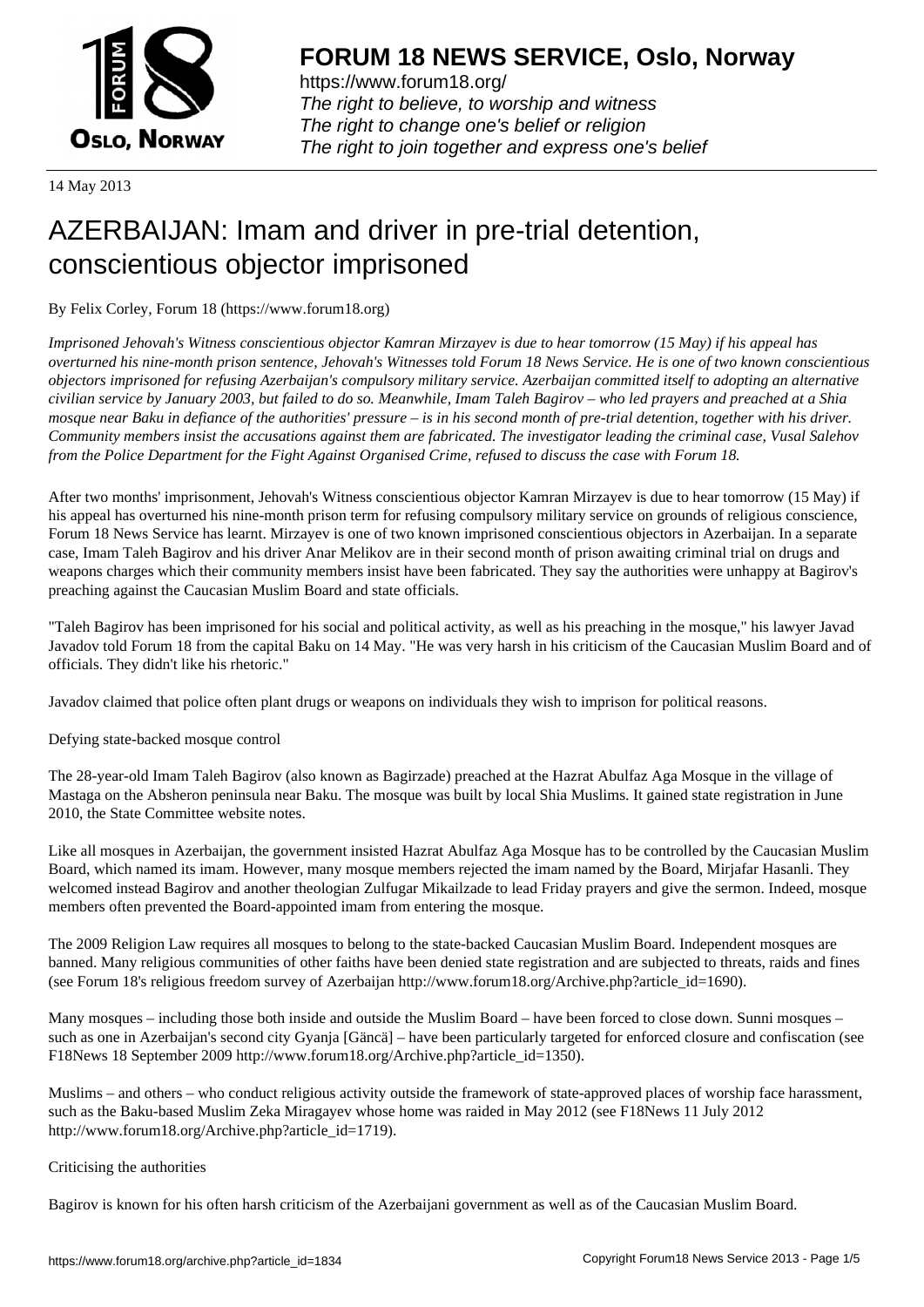**FORUM 18 NEWS SERVICE, Oslo, Norway**

https://www.forum18.org/
*The right to believe, to worship and witness*
*The right to change one's belief or religion*
*The right to join together and express one's belief*

14 May 2013

# AZERBAIJAN: Imam and driver in pre-trial detention, conscientious objector imprisoned

By Felix Corley, Forum 18 (https://www.forum18.org)

*Imprisoned Jehovah's Witness conscientious objector Kamran Mirzayev is due to hear tomorrow (15 May) if his appeal has overturned his nine-month prison sentence, Jehovah's Witnesses told Forum 18 News Service. He is one of two known conscientious objectors imprisoned for refusing Azerbaijan's compulsory military service. Azerbaijan committed itself to adopting an alternative civilian service by January 2003, but failed to do so. Meanwhile, Imam Taleh Bagirov – who led prayers and preached at a Shia mosque near Baku in defiance of the authorities' pressure – is in his second month of pre-trial detention, together with his driver. Community members insist the accusations against them are fabricated. The investigator leading the criminal case, Vusal Salehov from the Police Department for the Fight Against Organised Crime, refused to discuss the case with Forum 18.*

After two months' imprisonment, Jehovah's Witness conscientious objector Kamran Mirzayev is due to hear tomorrow (15 May) if his appeal has overturned his nine-month prison term for refusing compulsory military service on grounds of religious conscience, Forum 18 News Service has learnt. Mirzayev is one of two known imprisoned conscientious objectors in Azerbaijan. In a separate case, Imam Taleh Bagirov and his driver Anar Melikov are in their second month of prison awaiting criminal trial on drugs and weapons charges which their community members insist have been fabricated. They say the authorities were unhappy at Bagirov's preaching against the Caucasian Muslim Board and state officials.

"Taleh Bagirov has been imprisoned for his social and political activity, as well as his preaching in the mosque," his lawyer Javad Javadov told Forum 18 from the capital Baku on 14 May. "He was very harsh in his criticism of the Caucasian Muslim Board and of officials. They didn't like his rhetoric."

Javadov claimed that police often plant drugs or weapons on individuals they wish to imprison for political reasons.

Defying state-backed mosque control

The 28-year-old Imam Taleh Bagirov (also known as Bagirzade) preached at the Hazrat Abulfaz Aga Mosque in the village of Mastaga on the Absheron peninsula near Baku. The mosque was built by local Shia Muslims. It gained state registration in June 2010, the State Committee website notes.

Like all mosques in Azerbaijan, the government insisted Hazrat Abulfaz Aga Mosque has to be controlled by the Caucasian Muslim Board, which named its imam. However, many mosque members rejected the imam named by the Board, Mirjafar Hasanli. They welcomed instead Bagirov and another theologian Zulfugar Mikailzade to lead Friday prayers and give the sermon. Indeed, mosque members often prevented the Board-appointed imam from entering the mosque.

The 2009 Religion Law requires all mosques to belong to the state-backed Caucasian Muslim Board. Independent mosques are banned. Many religious communities of other faiths have been denied state registration and are subjected to threats, raids and fines (see Forum 18's religious freedom survey of Azerbaijan http://www.forum18.org/Archive.php?article_id=1690).

Many mosques – including those both inside and outside the Muslim Board – have been forced to close down. Sunni mosques – such as one in Azerbaijan's second city Gyanja [Gäncä] – have been particularly targeted for enforced closure and confiscation (see F18News 18 September 2009 http://www.forum18.org/Archive.php?article_id=1350).

Muslims – and others – who conduct religious activity outside the framework of state-approved places of worship face harassment, such as the Baku-based Muslim Zeka Miragayev whose home was raided in May 2012 (see F18News 11 July 2012 http://www.forum18.org/Archive.php?article_id=1719).

Criticising the authorities

Bagirov is known for his often harsh criticism of the Azerbaijani government as well as of the Caucasian Muslim Board.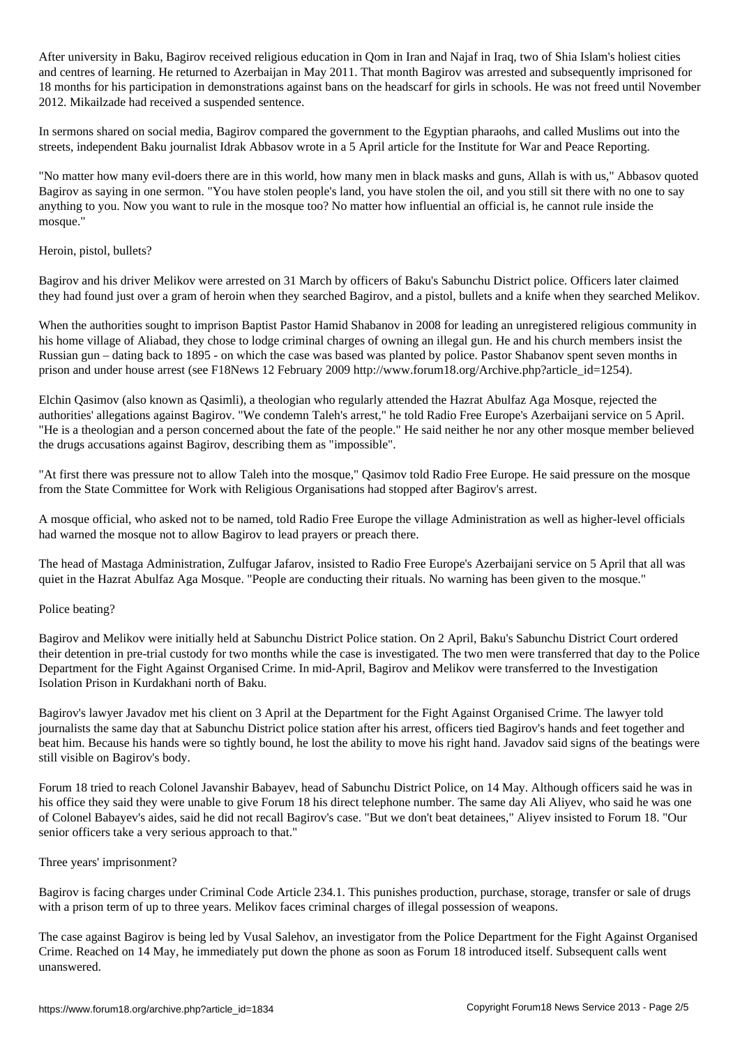After university in Baku, Bagirov received religious education in Qom in Iran and Najaf in Iraq, two of Shia Islam's holiest cities and centres of learning. He returned to Azerbaijan in May 2011. That month Bagirov was arrested and subsequently imprisoned for 18 months for his participation in demonstrations against bans on the headscarf for girls in schools. He was not freed until November 2012. Mikailzade had received a suspended sentence.

In sermons shared on social media, Bagirov compared the government to the Egyptian pharaohs, and called Muslims out into the streets, independent Baku journalist Idrak Abbasov wrote in a 5 April article for the Institute for War and Peace Reporting.

"No matter how many evil-doers there are in this world, how many men in black masks and guns, Allah is with us," Abbasov quoted Bagirov as saying in one sermon. "You have stolen people's land, you have stolen the oil, and you still sit there with no one to say anything to you. Now you want to rule in the mosque too? No matter how influential an official is, he cannot rule inside the mosque."

## Heroin, pistol, bullets?

Bagirov and his driver Melikov were arrested on 31 March by officers of Baku's Sabunchu District police. Officers later claimed they had found just over a gram of heroin when they searched Bagirov, and a pistol, bullets and a knife when they searched Melikov.

When the authorities sought to imprison Baptist Pastor Hamid Shabanov in 2008 for leading an unregistered religious community in his home village of Aliabad, they chose to lodge criminal charges of owning an illegal gun. He and his church members insist the Russian gun – dating back to 1895 - on which the case was based was planted by police. Pastor Shabanov spent seven months in prison and under house arrest (see F18News 12 February 2009 http://www.forum18.org/Archive.php?article_id=1254).

Elchin Qasimov (also known as Qasimli), a theologian who regularly attended the Hazrat Abulfaz Aga Mosque, rejected the authorities' allegations against Bagirov. "We condemn Taleh's arrest," he told Radio Free Europe's Azerbaijani service on 5 April. "He is a theologian and a person concerned about the fate of the people." He said neither he nor any other mosque member believed the drugs accusations against Bagirov, describing them as "impossible".

"At first there was pressure not to allow Taleh into the mosque," Qasimov told Radio Free Europe. He said pressure on the mosque from the State Committee for Work with Religious Organisations had stopped after Bagirov's arrest.

A mosque official, who asked not to be named, told Radio Free Europe the village Administration as well as higher-level officials had warned the mosque not to allow Bagirov to lead prayers or preach there.

The head of Mastaga Administration, Zulfugar Jafarov, insisted to Radio Free Europe's Azerbaijani service on 5 April that all was quiet in the Hazrat Abulfaz Aga Mosque. "People are conducting their rituals. No warning has been given to the mosque."

## Police beating?

Bagirov and Melikov were initially held at Sabunchu District Police station. On 2 April, Baku's Sabunchu District Court ordered their detention in pre-trial custody for two months while the case is investigated. The two men were transferred that day to the Police Department for the Fight Against Organised Crime. In mid-April, Bagirov and Melikov were transferred to the Investigation Isolation Prison in Kurdakhani north of Baku.

Bagirov's lawyer Javadov met his client on 3 April at the Department for the Fight Against Organised Crime. The lawyer told journalists the same day that at Sabunchu District police station after his arrest, officers tied Bagirov's hands and feet together and beat him. Because his hands were so tightly bound, he lost the ability to move his right hand. Javadov said signs of the beatings were still visible on Bagirov's body.

Forum 18 tried to reach Colonel Javanshir Babayev, head of Sabunchu District Police, on 14 May. Although officers said he was in his office they said they were unable to give Forum 18 his direct telephone number. The same day Ali Aliyev, who said he was one of Colonel Babayev's aides, said he did not recall Bagirov's case. "But we don't beat detainees," Aliyev insisted to Forum 18. "Our senior officers take a very serious approach to that."

## Three years' imprisonment?

Bagirov is facing charges under Criminal Code Article 234.1. This punishes production, purchase, storage, transfer or sale of drugs with a prison term of up to three years. Melikov faces criminal charges of illegal possession of weapons.

The case against Bagirov is being led by Vusal Salehov, an investigator from the Police Department for the Fight Against Organised Crime. Reached on 14 May, he immediately put down the phone as soon as Forum 18 introduced itself. Subsequent calls went unanswered.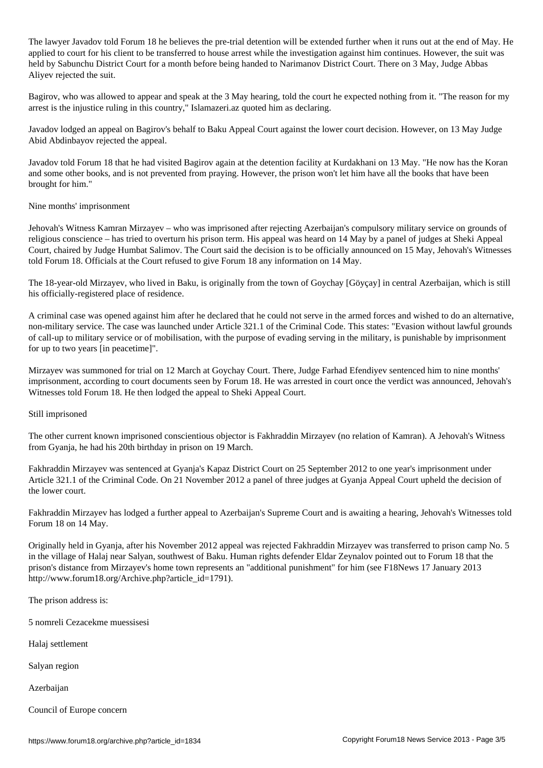The lawyer Javadov told Forum 18 he believes the pre-trial detention will be extended further when it runs out at the end of May. He applied to court for his client to be transferred to house arrest while the investigation against him continues. However, the suit was held by Sabunchu District Court for a month before being handed to Narimanov District Court. There on 3 May, Judge Abbas Aliyev rejected the suit.

Bagirov, who was allowed to appear and speak at the 3 May hearing, told the court he expected nothing from it. "The reason for my arrest is the injustice ruling in this country," Islamazeri.az quoted him as declaring.

Javadov lodged an appeal on Bagirov's behalf to Baku Appeal Court against the lower court decision. However, on 13 May Judge Abid Abdinbayov rejected the appeal.

Javadov told Forum 18 that he had visited Bagirov again at the detention facility at Kurdakhani on 13 May. "He now has the Koran and some other books, and is not prevented from praying. However, the prison won't let him have all the books that have been brought for him."

## Nine months' imprisonment

Jehovah's Witness Kamran Mirzayev – who was imprisoned after rejecting Azerbaijan's compulsory military service on grounds of religious conscience – has tried to overturn his prison term. His appeal was heard on 14 May by a panel of judges at Sheki Appeal Court, chaired by Judge Humbat Salimov. The Court said the decision is to be officially announced on 15 May, Jehovah's Witnesses told Forum 18. Officials at the Court refused to give Forum 18 any information on 14 May.

The 18-year-old Mirzayev, who lived in Baku, is originally from the town of Goychay [Göyçay] in central Azerbaijan, which is still his officially-registered place of residence.

A criminal case was opened against him after he declared that he could not serve in the armed forces and wished to do an alternative, non-military service. The case was launched under Article 321.1 of the Criminal Code. This states: "Evasion without lawful grounds of call-up to military service or of mobilisation, with the purpose of evading serving in the military, is punishable by imprisonment for up to two years [in peacetime]".

Mirzayev was summoned for trial on 12 March at Goychay Court. There, Judge Farhad Efendiyev sentenced him to nine months' imprisonment, according to court documents seen by Forum 18. He was arrested in court once the verdict was announced, Jehovah's Witnesses told Forum 18. He then lodged the appeal to Sheki Appeal Court.

## Still imprisoned

The other current known imprisoned conscientious objector is Fakhraddin Mirzayev (no relation of Kamran). A Jehovah's Witness from Gyanja, he had his 20th birthday in prison on 19 March.

Fakhraddin Mirzayev was sentenced at Gyanja's Kapaz District Court on 25 September 2012 to one year's imprisonment under Article 321.1 of the Criminal Code. On 21 November 2012 a panel of three judges at Gyanja Appeal Court upheld the decision of the lower court.

Fakhraddin Mirzayev has lodged a further appeal to Azerbaijan's Supreme Court and is awaiting a hearing, Jehovah's Witnesses told Forum 18 on 14 May.

Originally held in Gyanja, after his November 2012 appeal was rejected Fakhraddin Mirzayev was transferred to prison camp No. 5 in the village of Halaj near Salyan, southwest of Baku. Human rights defender Eldar Zeynalov pointed out to Forum 18 that the prison's distance from Mirzayev's home town represents an "additional punishment" for him (see F18News 17 January 2013 http://www.forum18.org/Archive.php?article_id=1791).

The prison address is:

5 nomreli Cezacekme muessisesi

Halaj settlement

Salyan region

Azerbaijan

## Council of Europe concern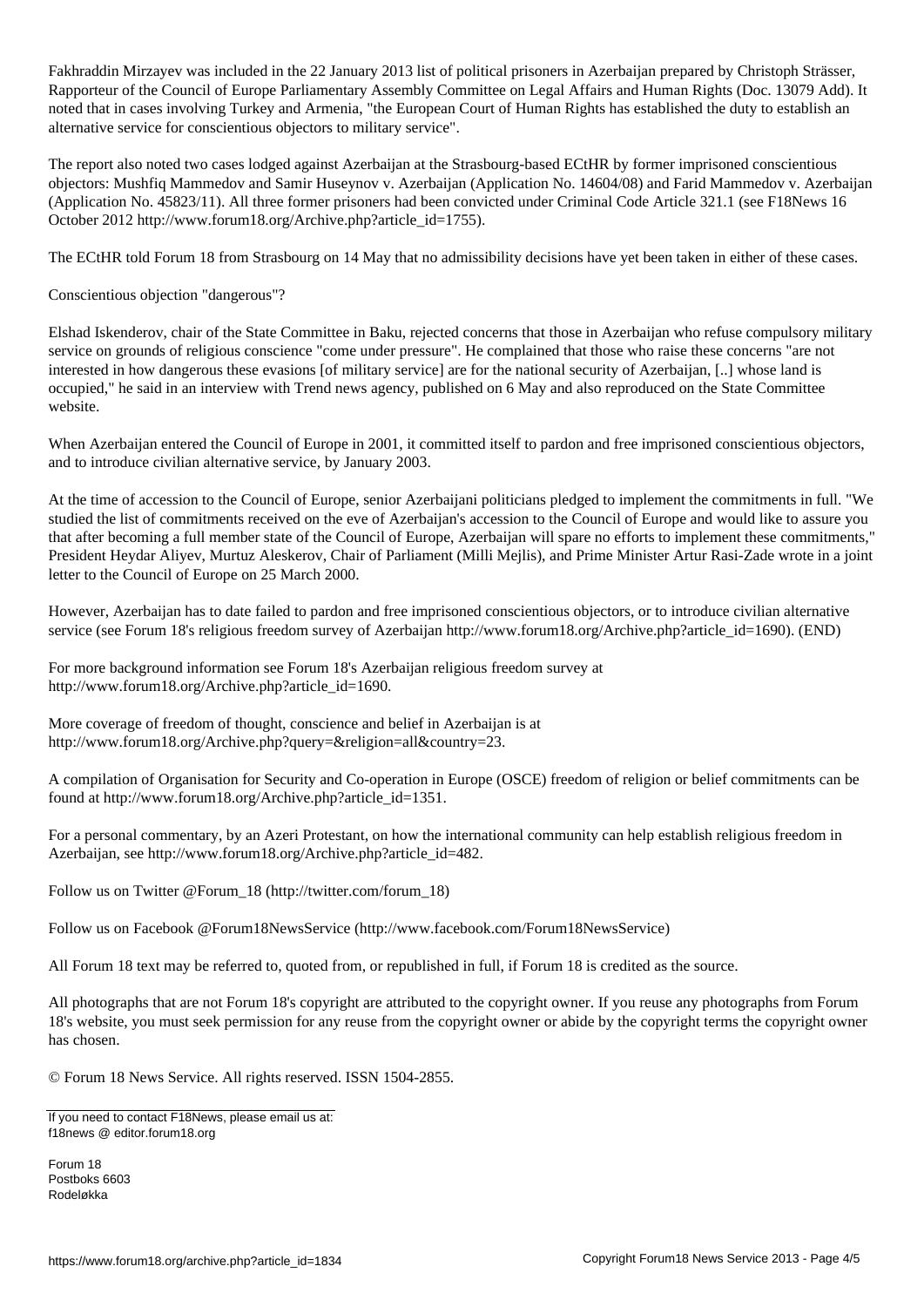Fakhraddin Mirzayev was included in the 22 January 2013 list of political prisoners in Azerbaijan prepared by Christoph Strässer, Rapporteur of the Council of Europe Parliamentary Assembly Committee on Legal Affairs and Human Rights (Doc. 13079 Add). It noted that in cases involving Turkey and Armenia, "the European Court of Human Rights has established the duty to establish an alternative service for conscientious objectors to military service".

The report also noted two cases lodged against Azerbaijan at the Strasbourg-based ECtHR by former imprisoned conscientious objectors: Mushfiq Mammedov and Samir Huseynov v. Azerbaijan (Application No. 14604/08) and Farid Mammedov v. Azerbaijan (Application No. 45823/11). All three former prisoners had been convicted under Criminal Code Article 321.1 (see F18News 16 October 2012 http://www.forum18.org/Archive.php?article_id=1755).

The ECtHR told Forum 18 from Strasbourg on 14 May that no admissibility decisions have yet been taken in either of these cases.

Conscientious objection "dangerous"?

Elshad Iskenderov, chair of the State Committee in Baku, rejected concerns that those in Azerbaijan who refuse compulsory military service on grounds of religious conscience "come under pressure". He complained that those who raise these concerns "are not interested in how dangerous these evasions [of military service] are for the national security of Azerbaijan, [..] whose land is occupied," he said in an interview with Trend news agency, published on 6 May and also reproduced on the State Committee website.

When Azerbaijan entered the Council of Europe in 2001, it committed itself to pardon and free imprisoned conscientious objectors, and to introduce civilian alternative service, by January 2003.

At the time of accession to the Council of Europe, senior Azerbaijani politicians pledged to implement the commitments in full. "We studied the list of commitments received on the eve of Azerbaijan's accession to the Council of Europe and would like to assure you that after becoming a full member state of the Council of Europe, Azerbaijan will spare no efforts to implement these commitments," President Heydar Aliyev, Murtuz Aleskerov, Chair of Parliament (Milli Mejlis), and Prime Minister Artur Rasi-Zade wrote in a joint letter to the Council of Europe on 25 March 2000.

However, Azerbaijan has to date failed to pardon and free imprisoned conscientious objectors, or to introduce civilian alternative service (see Forum 18's religious freedom survey of Azerbaijan http://www.forum18.org/Archive.php?article_id=1690). (END)

For more background information see Forum 18's Azerbaijan religious freedom survey at http://www.forum18.org/Archive.php?article_id=1690.

More coverage of freedom of thought, conscience and belief in Azerbaijan is at http://www.forum18.org/Archive.php?query=&religion=all&country=23.

A compilation of Organisation for Security and Co-operation in Europe (OSCE) freedom of religion or belief commitments can be found at http://www.forum18.org/Archive.php?article_id=1351.

For a personal commentary, by an Azeri Protestant, on how the international community can help establish religious freedom in Azerbaijan, see http://www.forum18.org/Archive.php?article_id=482.

Follow us on Twitter @Forum_18 (http://twitter.com/forum_18)

Follow us on Facebook @Forum18NewsService (http://www.facebook.com/Forum18NewsService)

All Forum 18 text may be referred to, quoted from, or republished in full, if Forum 18 is credited as the source.

All photographs that are not Forum 18's copyright are attributed to the copyright owner. If you reuse any photographs from Forum 18's website, you must seek permission for any reuse from the copyright owner or abide by the copyright terms the copyright owner has chosen.

© Forum 18 News Service. All rights reserved. ISSN 1504-2855.

If you need to contact F18News, please email us at:
f18news @ editor.forum18.org

Forum 18
Postboks 6603
Rodeløkka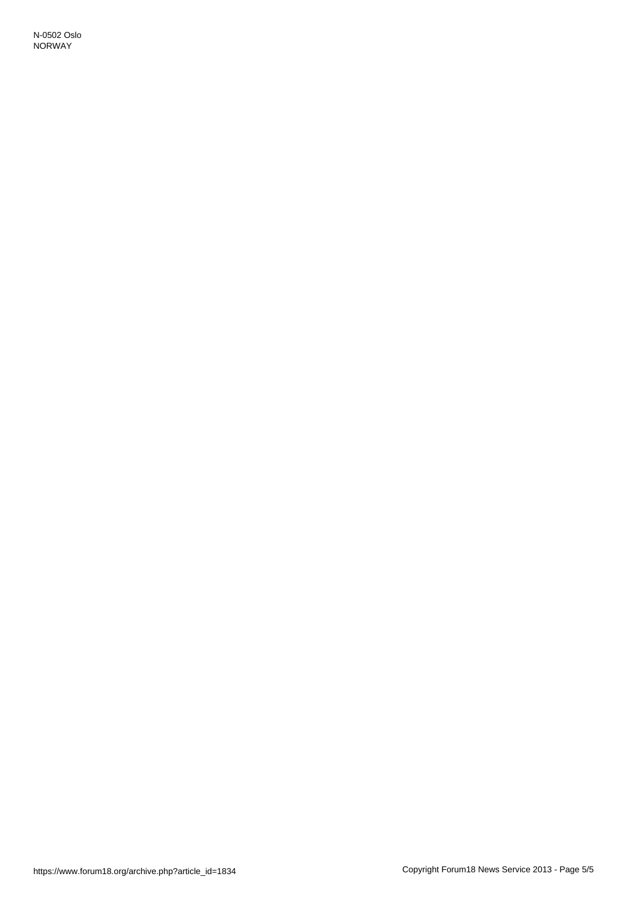N-0502 Oslo
NORWAY